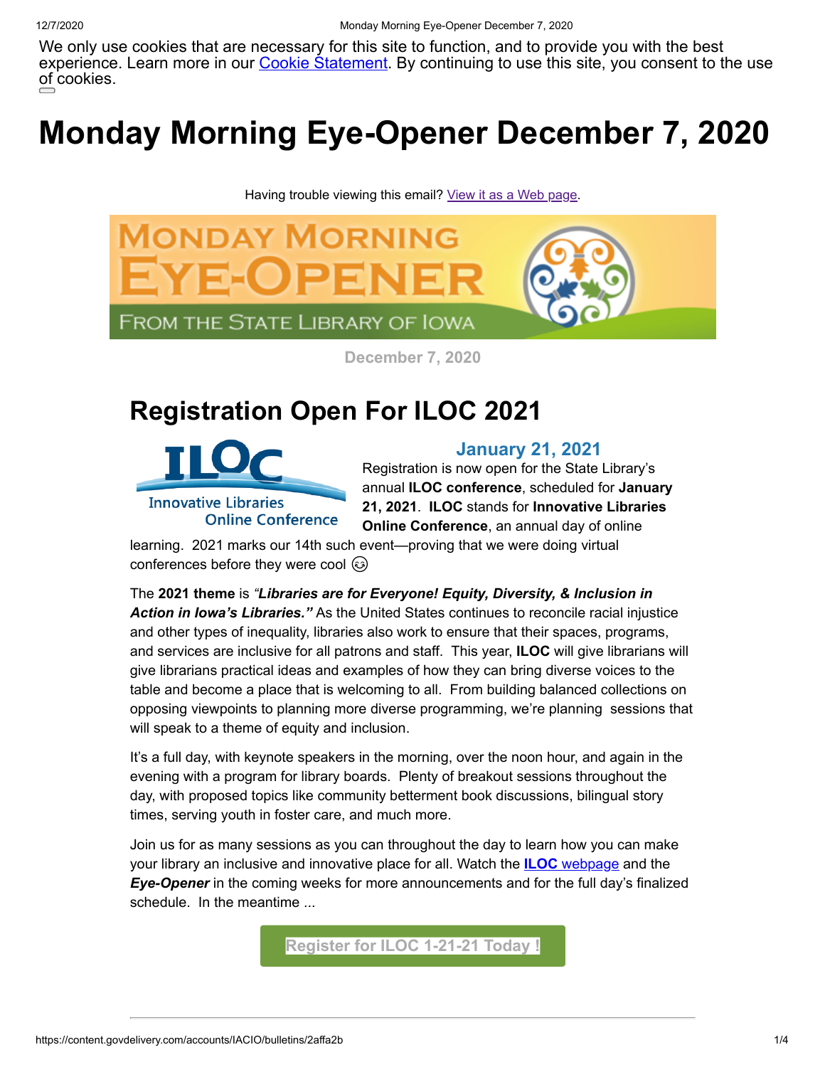We only use cookies that are necessary for this site to function, and to provide you with the best experience. Learn more in our Cookie Statement. By continuing to use this site, you consent to the use of cookies.

# Monday Morning Eye-Opener December 7, 2020

Having trouble viewing this email? View it as a Web page.

December 7, 2020

## Registration Open For ILOC 2021

### January 21, 2021

Registration is now open for the State Library's annual **ILOC conference**, scheduled for **January 21, 2021**. **ILOC** stands for **Innovative Libraries Online Conference**, an annual day of online learning. 2021 marks our 14th such event—proving that we were doing virtual conferences before they were cool 😉

The **2021 theme** is ***"Libraries are for Everyone! Equity, Diversity, & Inclusion in Action in Iowa's Libraries."*** As the United States continues to reconcile racial injustice and other types of inequality, libraries also work to ensure that their spaces, programs, and services are inclusive for all patrons and staff. This year, **ILOC** will give librarians will give librarians practical ideas and examples of how they can bring diverse voices to the table and become a place that is welcoming to all. From building balanced collections on opposing viewpoints to planning more diverse programming, we're planning sessions that will speak to a theme of equity and inclusion.

It's a full day, with keynote speakers in the morning, over the noon hour, and again in the evening with a program for library boards. Plenty of breakout sessions throughout the day, with proposed topics like community betterment book discussions, bilingual story times, serving youth in foster care, and much more.

Join us for as many sessions as you can throughout the day to learn how you can make your library an inclusive and innovative place for all. Watch the **ILOC** webpage and the ***Eye-Opener*** in the coming weeks for more announcements and for the full day's finalized schedule. In the meantime ...

Register for ILOC 1-21-21 Today !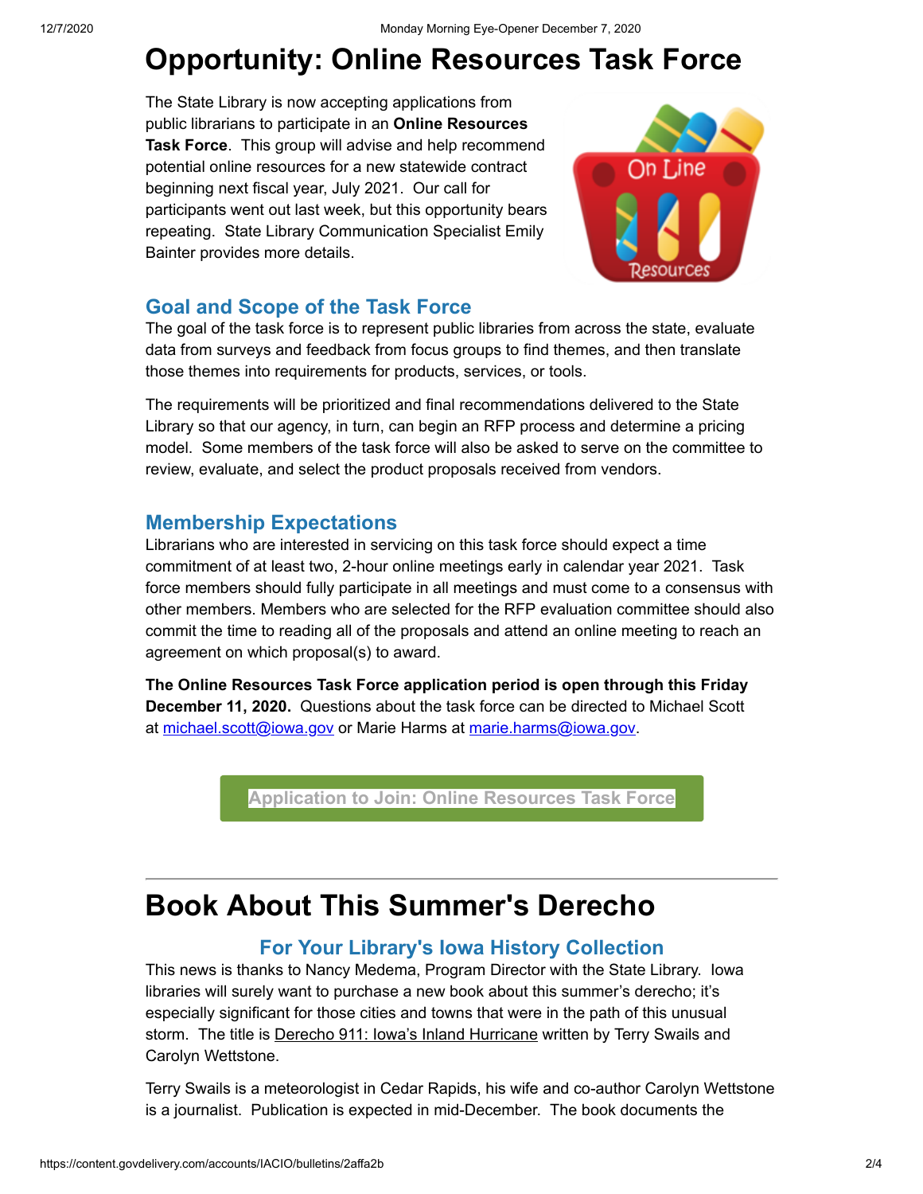# Opportunity: Online Resources Task Force

The State Library is now accepting applications from public librarians to participate in an **Online Resources Task Force**. This group will advise and help recommend potential online resources for a new statewide contract beginning next fiscal year, July 2021. Our call for participants went out last week, but this opportunity bears repeating. State Library Communication Specialist Emily Bainter provides more details.

## Goal and Scope of the Task Force

The goal of the task force is to represent public libraries from across the state, evaluate data from surveys and feedback from focus groups to find themes, and then translate those themes into requirements for products, services, or tools.

The requirements will be prioritized and final recommendations delivered to the State Library so that our agency, in turn, can begin an RFP process and determine a pricing model. Some members of the task force will also be asked to serve on the committee to review, evaluate, and select the product proposals received from vendors.

## Membership Expectations

Librarians who are interested in servicing on this task force should expect a time commitment of at least two, 2-hour online meetings early in calendar year 2021. Task force members should fully participate in all meetings and must come to a consensus with other members. Members who are selected for the RFP evaluation committee should also commit the time to reading all of the proposals and attend an online meeting to reach an agreement on which proposal(s) to award.

**The Online Resources Task Force application period is open through this Friday December 11, 2020.** Questions about the task force can be directed to Michael Scott at michael.scott@iowa.gov or Marie Harms at marie.harms@iowa.gov.

Application to Join: Online Resources Task Force

---

# Book About This Summer's Derecho

## For Your Library's Iowa History Collection

This news is thanks to Nancy Medema, Program Director with the State Library. Iowa libraries will surely want to purchase a new book about this summer's derecho; it's especially significant for those cities and towns that were in the path of this unusual storm. The title is Derecho 911: Iowa's Inland Hurricane written by Terry Swails and Carolyn Wettstone.

Terry Swails is a meteorologist in Cedar Rapids, his wife and co-author Carolyn Wettstone is a journalist. Publication is expected in mid-December. The book documents the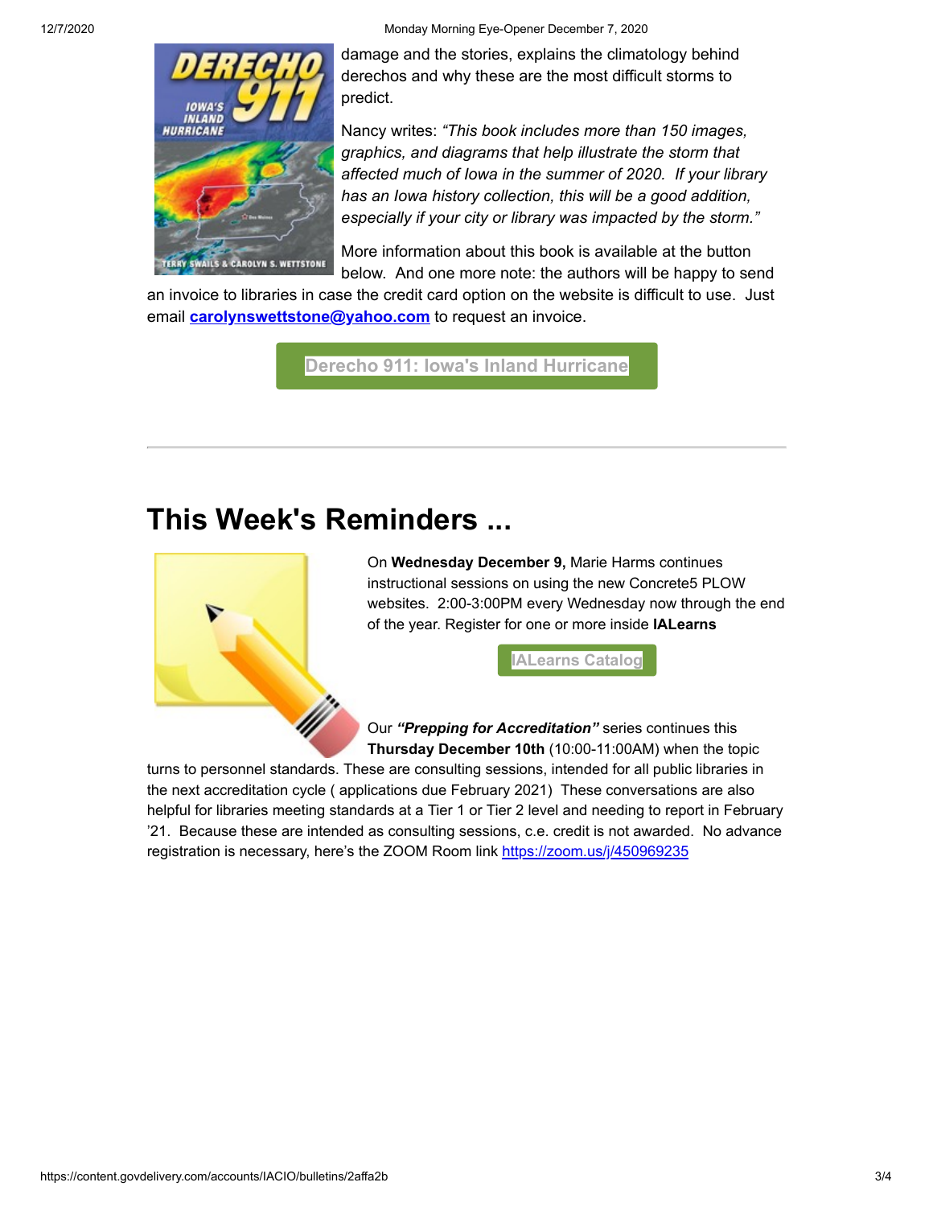damage and the stories, explains the climatology behind derechos and why these are the most difficult storms to predict.

Nancy writes: *"This book includes more than 150 images, graphics, and diagrams that help illustrate the storm that affected much of Iowa in the summer of 2020. If your library has an Iowa history collection, this will be a good addition, especially if your city or library was impacted by the storm."*

More information about this book is available at the button below. And one more note: the authors will be happy to send an invoice to libraries in case the credit card option on the website is difficult to use. Just email **carolynswettstone@yahoo.com** to request an invoice.

Derecho 911: Iowa's Inland Hurricane

---

# This Week's Reminders ...

On **Wednesday December 9,** Marie Harms continues instructional sessions on using the new Concrete5 PLOW websites. 2:00-3:00PM every Wednesday now through the end of the year. Register for one or more inside **IALearns**

IALearns Catalog

Our ***"Prepping for Accreditation"*** series continues this **Thursday December 10th** (10:00-11:00AM) when the topic turns to personnel standards. These are consulting sessions, intended for all public libraries in the next accreditation cycle ( applications due February 2021) These conversations are also helpful for libraries meeting standards at a Tier 1 or Tier 2 level and needing to report in February '21. Because these are intended as consulting sessions, c.e. credit is not awarded. No advance registration is necessary, here's the ZOOM Room link https://zoom.us/j/450969235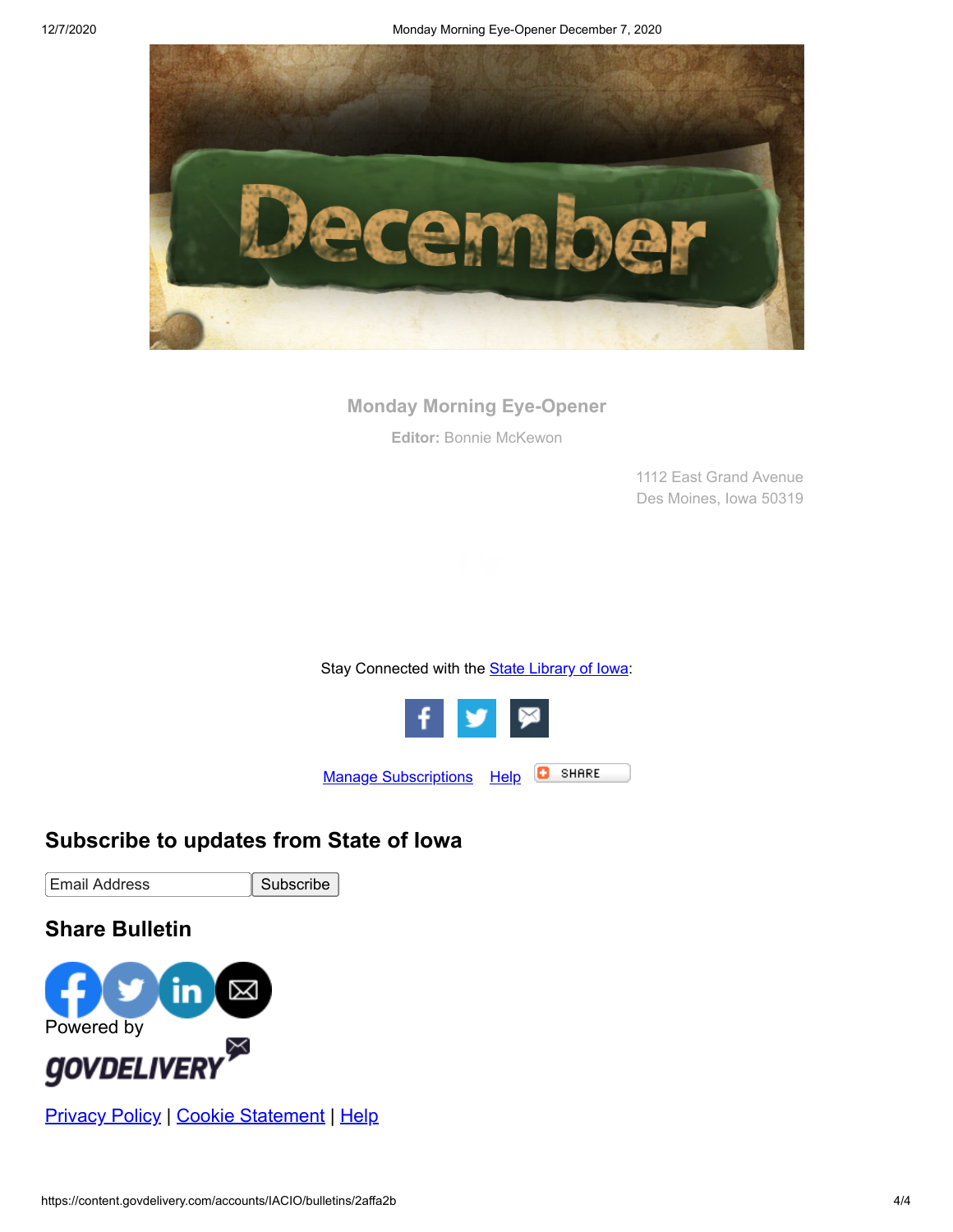Monday Morning Eye-Opener

**Editor:** Bonnie McKewon

1112 East Grand Avenue
Des Moines, Iowa 50319

Stay Connected with the State Library of Iowa:

Manage Subscriptions Help SHARE

## Subscribe to updates from State of Iowa

Email Address Subscribe

## Share Bulletin

Powered by

GOVDELIVERY

Privacy Policy | Cookie Statement | Help